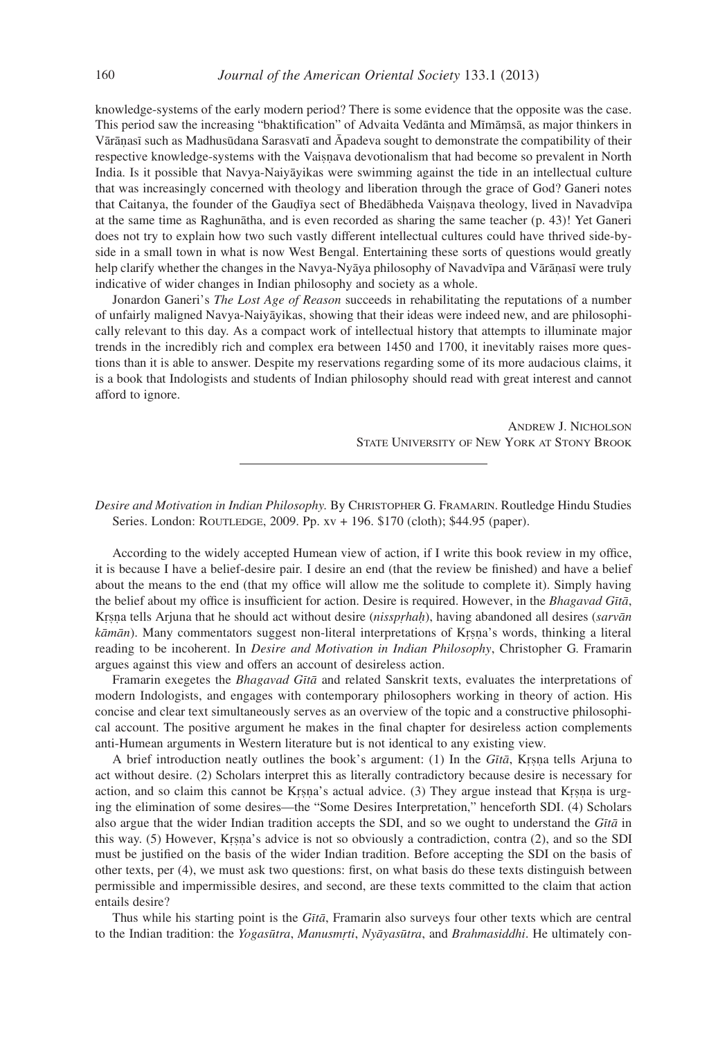knowledge-systems of the early modern period? There is some evidence that the opposite was the case. This period saw the increasing "bhaktification" of Advaita Vedānta and Mīmāṃsā, as major thinkers in Vārāṇasī such as Madhusūdana Sarasvatī and Āpadeva sought to demonstrate the compatibility of their respective knowledge-systems with the Vaiṣṇava devotionalism that had become so prevalent in North India. Is it possible that Navya-Naiyāyikas were swimming against the tide in an intellectual culture that was increasingly concerned with theology and liberation through the grace of God? Ganeri notes that Caitanya, the founder of the Gauḍīya sect of Bhedābheda Vaiṣṇava theology, lived in Navadvīpa at the same time as Raghunātha, and is even recorded as sharing the same teacher (p. 43)! Yet Ganeri does not try to explain how two such vastly different intellectual cultures could have thrived side-by-side in a small town in what is now West Bengal. Entertaining these sorts of questions would greatly help clarify whether the changes in the Navya-Nyāya philosophy of Navadvīpa and Vārāṇasī were truly indicative of wider changes in Indian philosophy and society as a whole.

Jonardon Ganeri's *The Lost Age of Reason* succeeds in rehabilitating the reputations of a number of unfairly maligned Navya-Naiyāyikas, showing that their ideas were indeed new, and are philosophically relevant to this day. As a compact work of intellectual history that attempts to illuminate major trends in the incredibly rich and complex era between 1450 and 1700, it inevitably raises more questions than it is able to answer. Despite my reservations regarding some of its more audacious claims, it is a book that Indologists and students of Indian philosophy should read with great interest and cannot afford to ignore.

Andrew J. Nicholson
State University of New York at Stony Brook

---

*Desire and Motivation in Indian Philosophy.* By Christopher G. Framarin. Routledge Hindu Studies Series. London: Routledge, 2009. Pp. xv + 196. $170 (cloth); $44.95 (paper).

According to the widely accepted Humean view of action, if I write this book review in my office, it is because I have a belief-desire pair. I desire an end (that the review be finished) and have a belief about the means to the end (that my office will allow me the solitude to complete it). Simply having the belief about my office is insufficient for action. Desire is required. However, in the *Bhagavad Gītā*, Kṛṣṇa tells Arjuna that he should act without desire (*nisspṛhaḥ*), having abandoned all desires (*sarvān kāmān*). Many commentators suggest non-literal interpretations of Kṛṣṇa's words, thinking a literal reading to be incoherent. In *Desire and Motivation in Indian Philosophy*, Christopher G. Framarin argues against this view and offers an account of desireless action.

Framarin exegetes the *Bhagavad Gītā* and related Sanskrit texts, evaluates the interpretations of modern Indologists, and engages with contemporary philosophers working in theory of action. His concise and clear text simultaneously serves as an overview of the topic and a constructive philosophical account. The positive argument he makes in the final chapter for desireless action complements anti-Humean arguments in Western literature but is not identical to any existing view.

A brief introduction neatly outlines the book's argument: (1) In the *Gītā*, Kṛṣṇa tells Arjuna to act without desire. (2) Scholars interpret this as literally contradictory because desire is necessary for action, and so claim this cannot be Kṛṣṇa's actual advice. (3) They argue instead that Kṛṣṇa is urging the elimination of some desires—the "Some Desires Interpretation," henceforth SDI. (4) Scholars also argue that the wider Indian tradition accepts the SDI, and so we ought to understand the *Gītā* in this way. (5) However, Kṛṣṇa's advice is not so obviously a contradiction, contra (2), and so the SDI must be justified on the basis of the wider Indian tradition. Before accepting the SDI on the basis of other texts, per (4), we must ask two questions: first, on what basis do these texts distinguish between permissible and impermissible desires, and second, are these texts committed to the claim that action entails desire?

Thus while his starting point is the *Gītā*, Framarin also surveys four other texts which are central to the Indian tradition: the *Yogasūtra*, *Manusmṛti*, *Nyāyasūtra*, and *Brahmasiddhi*. He ultimately con-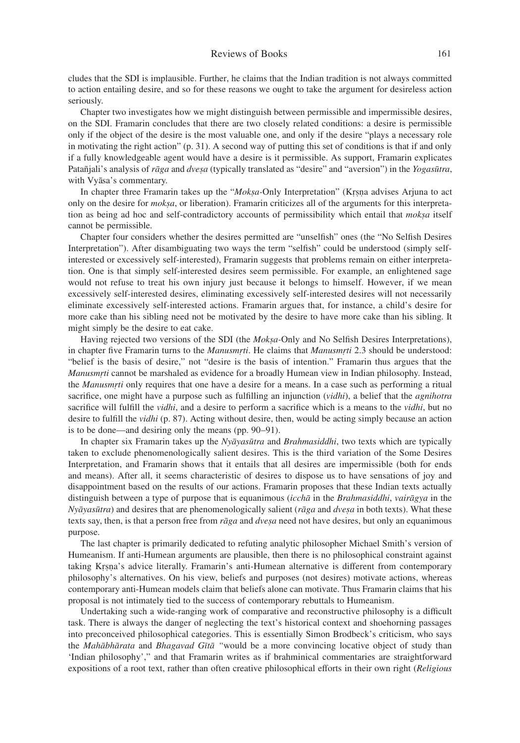cludes that the SDI is implausible. Further, he claims that the Indian tradition is not always committed to action entailing desire, and so for these reasons we ought to take the argument for desireless action seriously.

Chapter two investigates how we might distinguish between permissible and impermissible desires, on the SDI. Framarin concludes that there are two closely related conditions: a desire is permissible only if the object of the desire is the most valuable one, and only if the desire "plays a necessary role in motivating the right action" (p. 31). A second way of putting this set of conditions is that if and only if a fully knowledgeable agent would have a desire is it permissible. As support, Framarin explicates Patañjali's analysis of *rāga* and *dveṣa* (typically translated as "desire" and "aversion") in the *Yogasūtra*, with Vyāsa's commentary.

In chapter three Framarin takes up the "*Mokṣa*-Only Interpretation" (Kṛṣṇa advises Arjuna to act only on the desire for *mokṣa*, or liberation). Framarin criticizes all of the arguments for this interpretation as being ad hoc and self-contradictory accounts of permissibility which entail that *mokṣa* itself cannot be permissible.

Chapter four considers whether the desires permitted are "unselfish" ones (the "No Selfish Desires Interpretation"). After disambiguating two ways the term "selfish" could be understood (simply self-interested or excessively self-interested), Framarin suggests that problems remain on either interpretation. One is that simply self-interested desires seem permissible. For example, an enlightened sage would not refuse to treat his own injury just because it belongs to himself. However, if we mean excessively self-interested desires, eliminating excessively self-interested desires will not necessarily eliminate excessively self-interested actions. Framarin argues that, for instance, a child's desire for more cake than his sibling need not be motivated by the desire to have more cake than his sibling. It might simply be the desire to eat cake.

Having rejected two versions of the SDI (the *Mokṣa*-Only and No Selfish Desires Interpretations), in chapter five Framarin turns to the *Manusmṛti*. He claims that *Manusmṛti* 2.3 should be understood: "belief is the basis of desire," not "desire is the basis of intention." Framarin thus argues that the *Manusmṛti* cannot be marshaled as evidence for a broadly Humean view in Indian philosophy. Instead, the *Manusmṛti* only requires that one have a desire for a means. In a case such as performing a ritual sacrifice, one might have a purpose such as fulfilling an injunction (*vidhi*), a belief that the *agnihotra* sacrifice will fulfill the *vidhi*, and a desire to perform a sacrifice which is a means to the *vidhi*, but no desire to fulfill the *vidhi* (p. 87). Acting without desire, then, would be acting simply because an action is to be done—and desiring only the means (pp. 90–91).

In chapter six Framarin takes up the *Nyāyasūtra* and *Brahmasiddhi*, two texts which are typically taken to exclude phenomenologically salient desires. This is the third variation of the Some Desires Interpretation, and Framarin shows that it entails that all desires are impermissible (both for ends and means). After all, it seems characteristic of desires to dispose us to have sensations of joy and disappointment based on the results of our actions. Framarin proposes that these Indian texts actually distinguish between a type of purpose that is equanimous (*icchā* in the *Brahmasiddhi*, *vairāgya* in the *Nyāyasūtra*) and desires that are phenomenologically salient (*rāga* and *dveṣa* in both texts). What these texts say, then, is that a person free from *rāga* and *dveṣa* need not have desires, but only an equanimous purpose.

The last chapter is primarily dedicated to refuting analytic philosopher Michael Smith's version of Humeanism. If anti-Humean arguments are plausible, then there is no philosophical constraint against taking Kṛṣṇa's advice literally. Framarin's anti-Humean alternative is different from contemporary philosophy's alternatives. On his view, beliefs and purposes (not desires) motivate actions, whereas contemporary anti-Humean models claim that beliefs alone can motivate. Thus Framarin claims that his proposal is not intimately tied to the success of contemporary rebuttals to Humeanism.

Undertaking such a wide-ranging work of comparative and reconstructive philosophy is a difficult task. There is always the danger of neglecting the text's historical context and shoehorning passages into preconceived philosophical categories. This is essentially Simon Brodbeck's criticism, who says the *Mahābhārata* and *Bhagavad Gītā* "would be a more convincing locative object of study than 'Indian philosophy'," and that Framarin writes as if brahminical commentaries are straightforward expositions of a root text, rather than often creative philosophical efforts in their own right (*Religious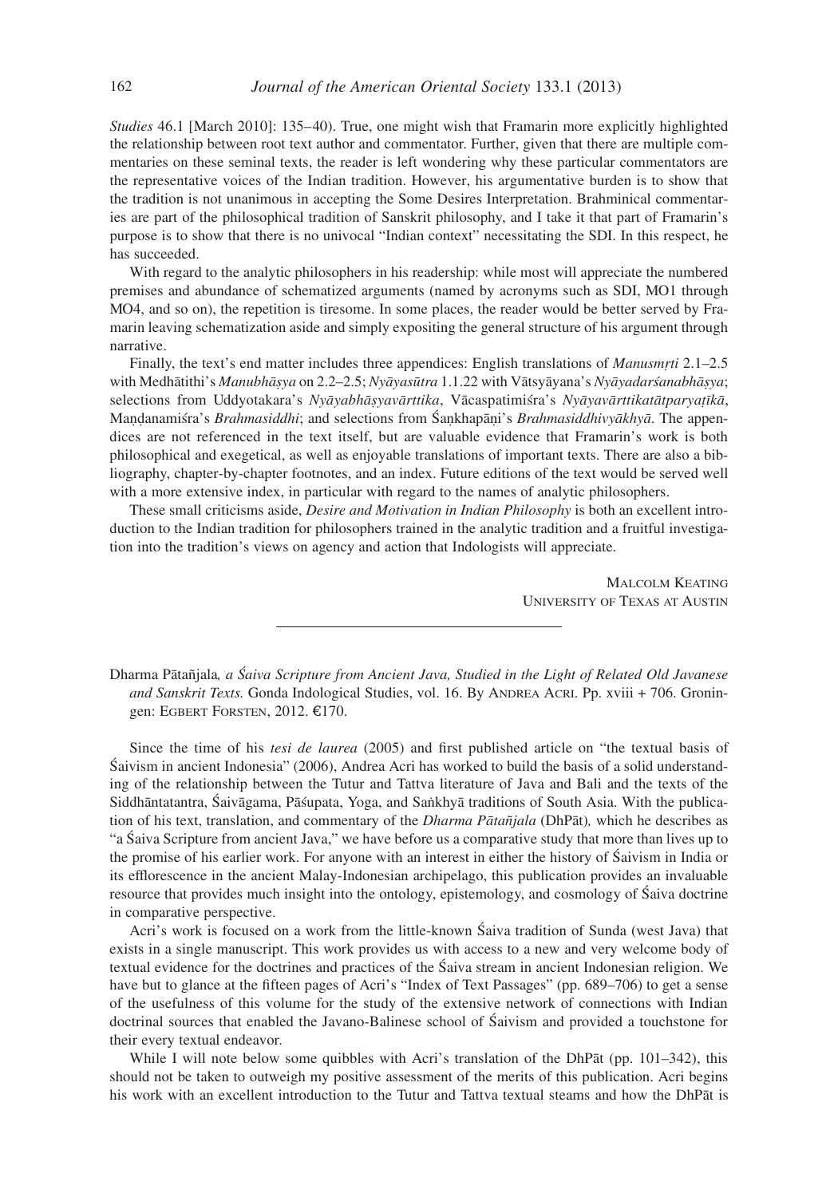*Studies* 46.1 [March 2010]: 135–40). True, one might wish that Framarin more explicitly highlighted the relationship between root text author and commentator. Further, given that there are multiple commentaries on these seminal texts, the reader is left wondering why these particular commentators are the representative voices of the Indian tradition. However, his argumentative burden is to show that the tradition is not unanimous in accepting the Some Desires Interpretation. Brahminical commentaries are part of the philosophical tradition of Sanskrit philosophy, and I take it that part of Framarin's purpose is to show that there is no univocal "Indian context" necessitating the SDI. In this respect, he has succeeded.

With regard to the analytic philosophers in his readership: while most will appreciate the numbered premises and abundance of schematized arguments (named by acronyms such as SDI, MO1 through MO4, and so on), the repetition is tiresome. In some places, the reader would be better served by Framarin leaving schematization aside and simply expositing the general structure of his argument through narrative.

Finally, the text's end matter includes three appendices: English translations of *Manusmṛti* 2.1–2.5 with Medhātithi's *Manubhāṣya* on 2.2–2.5; *Nyāyasūtra* 1.1.22 with Vātsyāyana's *Nyāyadarśanabhāṣya*; selections from Uddyotakara's *Nyāyabhāṣyavārttika*, Vācaspatimiśra's *Nyāyavārttikatātparyaṭīkā*, Maṇḍanamiśra's *Brahmasiddhi*; and selections from Śaṇkhapāṇi's *Brahmasiddhivyākhyā*. The appendices are not referenced in the text itself, but are valuable evidence that Framarin's work is both philosophical and exegetical, as well as enjoyable translations of important texts. There are also a bibliography, chapter-by-chapter footnotes, and an index. Future editions of the text would be served well with a more extensive index, in particular with regard to the names of analytic philosophers.

These small criticisms aside, *Desire and Motivation in Indian Philosophy* is both an excellent introduction to the Indian tradition for philosophers trained in the analytic tradition and a fruitful investigation into the tradition's views on agency and action that Indologists will appreciate.

MALCOLM KEATING
UNIVERSITY OF TEXAS AT AUSTIN

---

Dharma Pātañjala*, a Śaiva Scripture from Ancient Java, Studied in the Light of Related Old Javanese and Sanskrit Texts.* Gonda Indological Studies, vol. 16. By ANDREA ACRI. Pp. xviii + 706. Groningen: EGBERT FORSTEN, 2012. €170.

Since the time of his *tesi de laurea* (2005) and first published article on "the textual basis of Śaivism in ancient Indonesia" (2006), Andrea Acri has worked to build the basis of a solid understanding of the relationship between the Tutur and Tattva literature of Java and Bali and the texts of the Siddhāntatantra, Śaivāgama, Pāśupata, Yoga, and Saṅkhyā traditions of South Asia. With the publication of his text, translation, and commentary of the *Dharma Pātañjala* (DhPāt)*,* which he describes as "a Śaiva Scripture from ancient Java," we have before us a comparative study that more than lives up to the promise of his earlier work. For anyone with an interest in either the history of Śaivism in India or its efflorescence in the ancient Malay-Indonesian archipelago, this publication provides an invaluable resource that provides much insight into the ontology, epistemology, and cosmology of Śaiva doctrine in comparative perspective.

Acri's work is focused on a work from the little-known Śaiva tradition of Sunda (west Java) that exists in a single manuscript. This work provides us with access to a new and very welcome body of textual evidence for the doctrines and practices of the Śaiva stream in ancient Indonesian religion. We have but to glance at the fifteen pages of Acri's "Index of Text Passages" (pp. 689–706) to get a sense of the usefulness of this volume for the study of the extensive network of connections with Indian doctrinal sources that enabled the Javano-Balinese school of Śaivism and provided a touchstone for their every textual endeavor.

While I will note below some quibbles with Acri's translation of the DhPāt (pp. 101–342), this should not be taken to outweigh my positive assessment of the merits of this publication. Acri begins his work with an excellent introduction to the Tutur and Tattva textual steams and how the DhPāt is